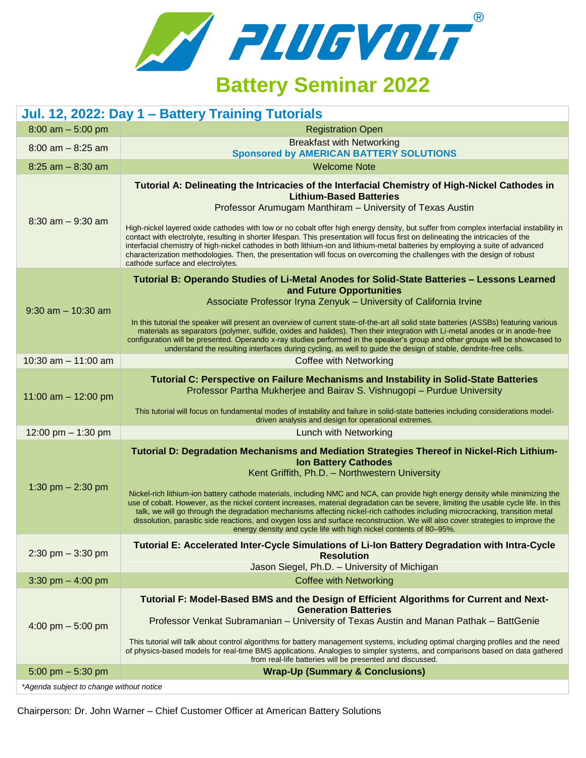# PLUGVOLT®

# Battery Seminar 2022

## Jul. 12, 2022: Day 1 – Battery Training Tutorials

| Time | Session |
|---|---|
| 8:00 am – 5:00 pm | Registration Open |
| 8:00 am – 8:25 am | Breakfast with Networking<br>**Sponsored by AMERICAN BATTERY SOLUTIONS** |
| 8:25 am – 8:30 am | Welcome Note |
| 8:30 am – 9:30 am | **Tutorial A: Delineating the Intricacies of the Interfacial Chemistry of High-Nickel Cathodes in Lithium-Based Batteries**<br>Professor Arumugam Manthiram – University of Texas Austin<br><br>High-nickel layered oxide cathodes with low or no cobalt offer high energy density, but suffer from complex interfacial instability in contact with electrolyte, resulting in shorter lifespan. This presentation will focus first on delineating the intricacies of the interfacial chemistry of high-nickel cathodes in both lithium-ion and lithium-metal batteries by employing a suite of advanced characterization methodologies. Then, the presentation will focus on overcoming the challenges with the design of robust cathode surface and electrolytes. |
| 9:30 am – 10:30 am | **Tutorial B: Operando Studies of Li-Metal Anodes for Solid-State Batteries – Lessons Learned and Future Opportunities**<br>Associate Professor Iryna Zenyuk – University of California Irvine<br><br>In this tutorial the speaker will present an overview of current state-of-the-art all solid state batteries (ASSBs) featuring various materials as separators (polymer, sulfide, oxides and halides). Then their integration with Li-metal anodes or in anode-free configuration will be presented. Operando x-ray studies performed in the speaker's group and other groups will be showcased to understand the resulting interfaces during cycling, as well to guide the design of stable, dendrite-free cells. |
| 10:30 am – 11:00 am | Coffee with Networking |
| 11:00 am – 12:00 pm | **Tutorial C: Perspective on Failure Mechanisms and Instability in Solid-State Batteries**<br>Professor Partha Mukherjee and Bairav S. Vishnugopi – Purdue University<br><br>This tutorial will focus on fundamental modes of instability and failure in solid-state batteries including considerations model-driven analysis and design for operational extremes. |
| 12:00 pm – 1:30 pm | Lunch with Networking |
| 1:30 pm – 2:30 pm | **Tutorial D: Degradation Mechanisms and Mediation Strategies Thereof in Nickel-Rich Lithium-Ion Battery Cathodes**<br>Kent Griffith, Ph.D. – Northwestern University<br><br>Nickel-rich lithium-ion battery cathode materials, including NMC and NCA, can provide high energy density while minimizing the use of cobalt. However, as the nickel content increases, material degradation can be severe, limiting the usable cycle life. In this talk, we will go through the degradation mechanisms affecting nickel-rich cathodes including microcracking, transition metal dissolution, parasitic side reactions, and oxygen loss and surface reconstruction. We will also cover strategies to improve the energy density and cycle life with high nickel contents of 80–95%. |
| 2:30 pm – 3:30 pm | **Tutorial E: Accelerated Inter-Cycle Simulations of Li-Ion Battery Degradation with Intra-Cycle Resolution**<br>Jason Siegel, Ph.D. – University of Michigan |
| 3:30 pm – 4:00 pm | Coffee with Networking |
| 4:00 pm – 5:00 pm | **Tutorial F: Model-Based BMS and the Design of Efficient Algorithms for Current and Next-Generation Batteries**<br>Professor Venkat Subramanian – University of Texas Austin and Manan Pathak – BattGenie<br><br>This tutorial will talk about control algorithms for battery management systems, including optimal charging profiles and the need of physics-based models for real-time BMS applications. Analogies to simpler systems, and comparisons based on data gathered from real-life batteries will be presented and discussed. |
| 5:00 pm – 5:30 pm | **Wrap-Up (Summary & Conclusions)** |

*\*Agenda subject to change without notice*

Chairperson: Dr. John Warner – Chief Customer Officer at American Battery Solutions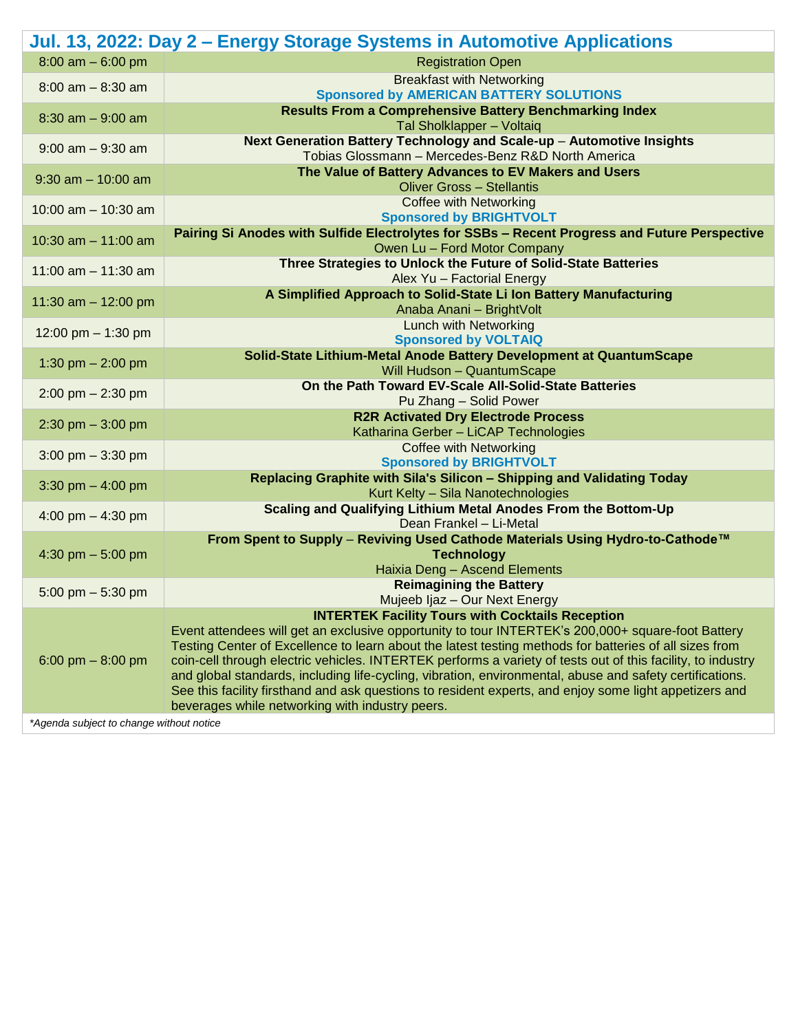## Jul. 13, 2022: Day 2 – Energy Storage Systems in Automotive Applications

| Time | Session |
|---|---|
| 8:00 am – 6:00 pm | Registration Open |
| 8:00 am – 8:30 am | Breakfast with Networking<br>**Sponsored by AMERICAN BATTERY SOLUTIONS** |
| 8:30 am – 9:00 am | **Results From a Comprehensive Battery Benchmarking Index**<br>Tal Sholklapper – Voltaiq |
| 9:00 am – 9:30 am | **Next Generation Battery Technology and Scale-up – Automotive Insights**<br>Tobias Glossmann – Mercedes-Benz R&D North America |
| 9:30 am – 10:00 am | **The Value of Battery Advances to EV Makers and Users**<br>Oliver Gross – Stellantis |
| 10:00 am – 10:30 am | Coffee with Networking<br>**Sponsored by BRIGHTVOLT** |
| 10:30 am – 11:00 am | **Pairing Si Anodes with Sulfide Electrolytes for SSBs – Recent Progress and Future Perspective**<br>Owen Lu – Ford Motor Company |
| 11:00 am – 11:30 am | **Three Strategies to Unlock the Future of Solid-State Batteries**<br>Alex Yu – Factorial Energy |
| 11:30 am – 12:00 pm | **A Simplified Approach to Solid-State Li Ion Battery Manufacturing**<br>Anaba Anani – BrightVolt |
| 12:00 pm – 1:30 pm | Lunch with Networking<br>**Sponsored by VOLTAIQ** |
| 1:30 pm – 2:00 pm | **Solid-State Lithium-Metal Anode Battery Development at QuantumScape**<br>Will Hudson – QuantumScape |
| 2:00 pm – 2:30 pm | **On the Path Toward EV-Scale All-Solid-State Batteries**<br>Pu Zhang – Solid Power |
| 2:30 pm – 3:00 pm | **R2R Activated Dry Electrode Process**<br>Katharina Gerber – LiCAP Technologies |
| 3:00 pm – 3:30 pm | Coffee with Networking<br>**Sponsored by BRIGHTVOLT** |
| 3:30 pm – 4:00 pm | **Replacing Graphite with Sila's Silicon – Shipping and Validating Today**<br>Kurt Kelty – Sila Nanotechnologies |
| 4:00 pm – 4:30 pm | **Scaling and Qualifying Lithium Metal Anodes From the Bottom-Up**<br>Dean Frankel – Li-Metal |
| 4:30 pm – 5:00 pm | **From Spent to Supply – Reviving Used Cathode Materials Using Hydro-to-Cathode™ Technology**<br>Haixia Deng – Ascend Elements |
| 5:00 pm – 5:30 pm | **Reimagining the Battery**<br>Mujeeb Ijaz – Our Next Energy |
| 6:00 pm – 8:00 pm | **INTERTEK Facility Tours with Cocktails Reception**<br>Event attendees will get an exclusive opportunity to tour INTERTEK's 200,000+ square-foot Battery Testing Center of Excellence to learn about the latest testing methods for batteries of all sizes from coin-cell through electric vehicles. INTERTEK performs a variety of tests out of this facility, to industry and global standards, including life-cycling, vibration, environmental, abuse and safety certifications. See this facility firsthand and ask questions to resident experts, and enjoy some light appetizers and beverages while networking with industry peers. |

*Agenda subject to change without notice*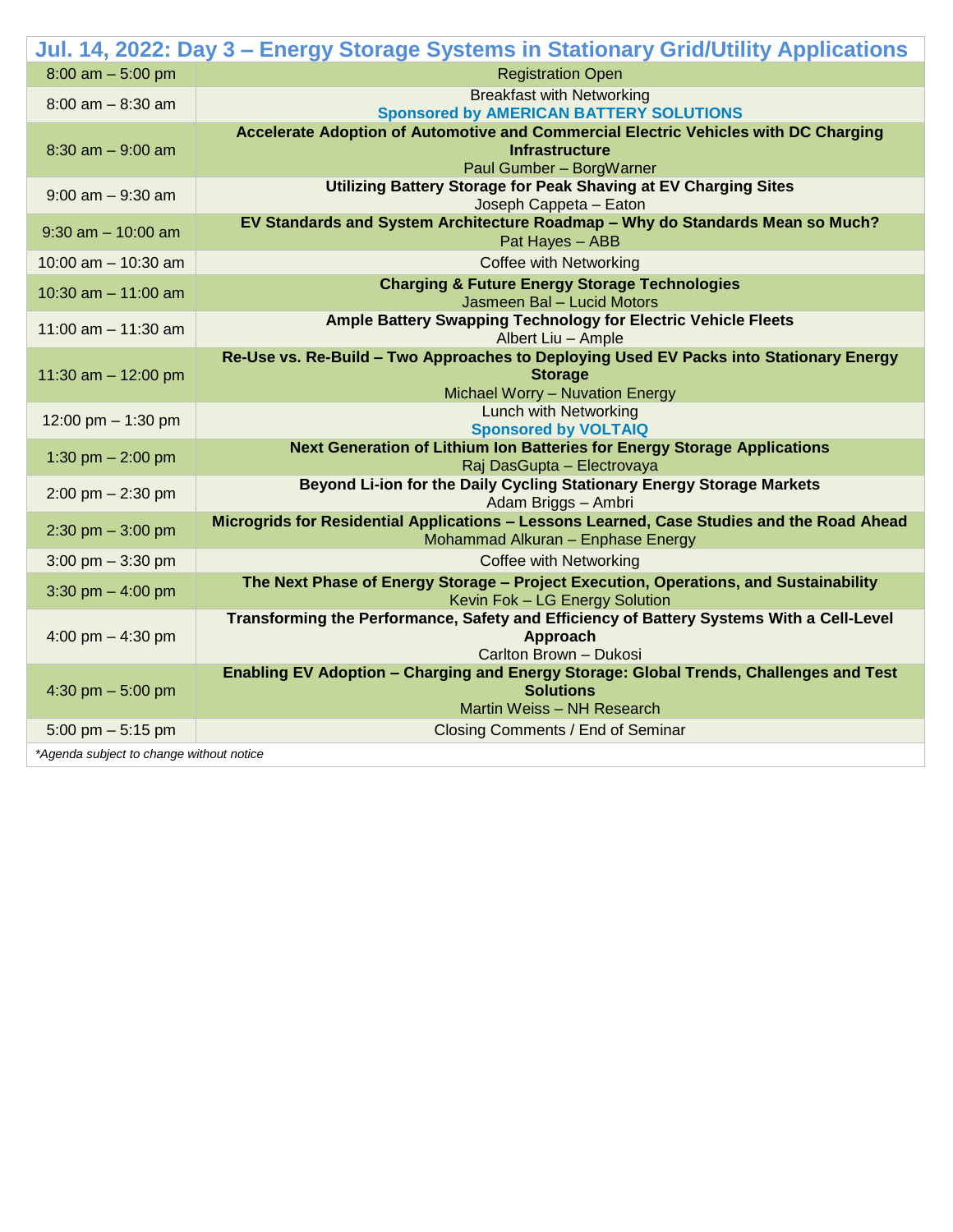| Jul. 14, 2022: Day 3 – Energy Storage Systems in Stationary Grid/Utility Applications | |
|---|---|
| 8:00 am – 5:00 pm | Registration Open |
| 8:00 am – 8:30 am | Breakfast with Networking<br>**Sponsored by AMERICAN BATTERY SOLUTIONS** |
| 8:30 am – 9:00 am | **Accelerate Adoption of Automotive and Commercial Electric Vehicles with DC Charging Infrastructure**<br>Paul Gumber – BorgWarner |
| 9:00 am – 9:30 am | **Utilizing Battery Storage for Peak Shaving at EV Charging Sites**<br>Joseph Cappeta – Eaton |
| 9:30 am – 10:00 am | **EV Standards and System Architecture Roadmap – Why do Standards Mean so Much?**<br>Pat Hayes – ABB |
| 10:00 am – 10:30 am | Coffee with Networking |
| 10:30 am – 11:00 am | **Charging & Future Energy Storage Technologies**<br>Jasmeen Bal – Lucid Motors |
| 11:00 am – 11:30 am | **Ample Battery Swapping Technology for Electric Vehicle Fleets**<br>Albert Liu – Ample |
| 11:30 am – 12:00 pm | **Re-Use vs. Re-Build – Two Approaches to Deploying Used EV Packs into Stationary Energy Storage**<br>Michael Worry – Nuvation Energy |
| 12:00 pm – 1:30 pm | Lunch with Networking<br>**Sponsored by VOLTAIQ** |
| 1:30 pm – 2:00 pm | **Next Generation of Lithium Ion Batteries for Energy Storage Applications**<br>Raj DasGupta – Electrovaya |
| 2:00 pm – 2:30 pm | **Beyond Li-ion for the Daily Cycling Stationary Energy Storage Markets**<br>Adam Briggs – Ambri |
| 2:30 pm – 3:00 pm | **Microgrids for Residential Applications – Lessons Learned, Case Studies and the Road Ahead**<br>Mohammad Alkuran – Enphase Energy |
| 3:00 pm – 3:30 pm | Coffee with Networking |
| 3:30 pm – 4:00 pm | **The Next Phase of Energy Storage – Project Execution, Operations, and Sustainability**<br>Kevin Fok – LG Energy Solution |
| 4:00 pm – 4:30 pm | **Transforming the Performance, Safety and Efficiency of Battery Systems With a Cell-Level Approach**<br>Carlton Brown – Dukosi |
| 4:30 pm – 5:00 pm | **Enabling EV Adoption – Charging and Energy Storage: Global Trends, Challenges and Test Solutions**<br>Martin Weiss – NH Research |
| 5:00 pm – 5:15 pm | Closing Comments / End of Seminar |

*Agenda subject to change without notice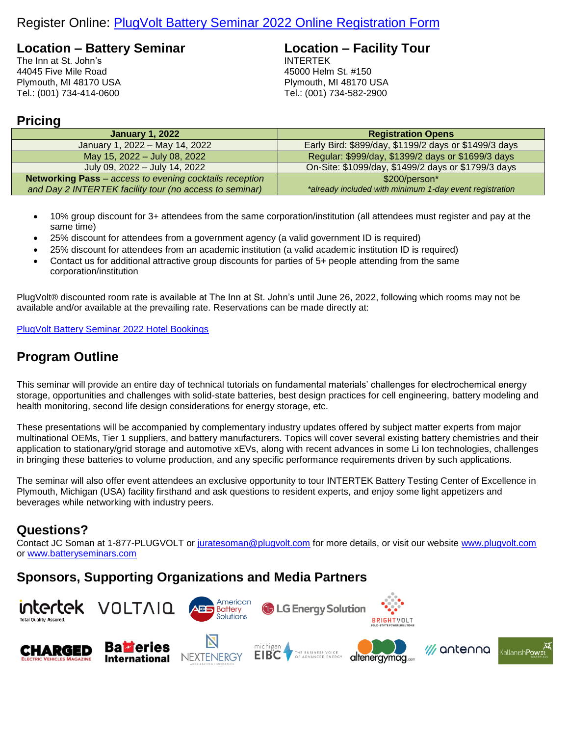Register Online: [PlugVolt Battery Seminar 2022 Online Registration Form]

## Location – Battery Seminar

The Inn at St. John's
44045 Five Mile Road
Plymouth, MI 48170 USA
Tel.: (001) 734-414-0600

## Location – Facility Tour

INTERTEK
45000 Helm St. #150
Plymouth, MI 48170 USA
Tel.: (001) 734-582-2900

## Pricing

| January 1, 2022 | Registration Opens |
|---|---|
| January 1, 2022 – May 14, 2022 | Early Bird: $899/day, $1199/2 days or $1499/3 days |
| May 15, 2022 – July 08, 2022 | Regular: $999/day, $1399/2 days or $1699/3 days |
| July 09, 2022 – July 14, 2022 | On-Site: $1099/day, $1499/2 days or $1799/3 days |
| **Networking Pass** – *access to evening cocktails reception and Day 2 INTERTEK facility tour (no access to seminar)* | $200/person* *\*already included with minimum 1-day event registration* |

- 10% group discount for 3+ attendees from the same corporation/institution (all attendees must register and pay at the same time)
- 25% discount for attendees from a government agency (a valid government ID is required)
- 25% discount for attendees from an academic institution (a valid academic institution ID is required)
- Contact us for additional attractive group discounts for parties of 5+ people attending from the same corporation/institution

PlugVolt® discounted room rate is available at The Inn at St. John's until June 26, 2022, following which rooms may not be available and/or available at the prevailing rate. Reservations can be made directly at:

[PlugVolt Battery Seminar 2022 Hotel Bookings]

## Program Outline

This seminar will provide an entire day of technical tutorials on fundamental materials' challenges for electrochemical energy storage, opportunities and challenges with solid-state batteries, best design practices for cell engineering, battery modeling and health monitoring, second life design considerations for energy storage, etc.

These presentations will be accompanied by complementary industry updates offered by subject matter experts from major multinational OEMs, Tier 1 suppliers, and battery manufacturers. Topics will cover several existing battery chemistries and their application to stationary/grid storage and automotive xEVs, along with recent advances in some Li Ion technologies, challenges in bringing these batteries to volume production, and any specific performance requirements driven by such applications.

The seminar will also offer event attendees an exclusive opportunity to tour INTERTEK Battery Testing Center of Excellence in Plymouth, Michigan (USA) facility firsthand and ask questions to resident experts, and enjoy some light appetizers and beverages while networking with industry peers.

## Questions?

Contact JC Soman at 1-877-PLUGVOLT or juratesoman@plugvolt.com for more details, or visit our website www.plugvolt.com or www.batteryseminars.com

## Sponsors, Supporting Organizations and Media Partners

intertek Total Quality. Assured.
VOLTAIQ
American Battery Solutions
LG Energy Solution
BRIGHTVOLT SOLID-STATE POWER SOLUTIONS
CHARGED ELECTRIC VEHICLES MAGAZINE
Batteries International
NEXTENERGY
michigan EIBC THE BUSINESS VOICE OF ADVANCED ENERGY
altenergymag.com
antenna
KallanishPower MATERIALS